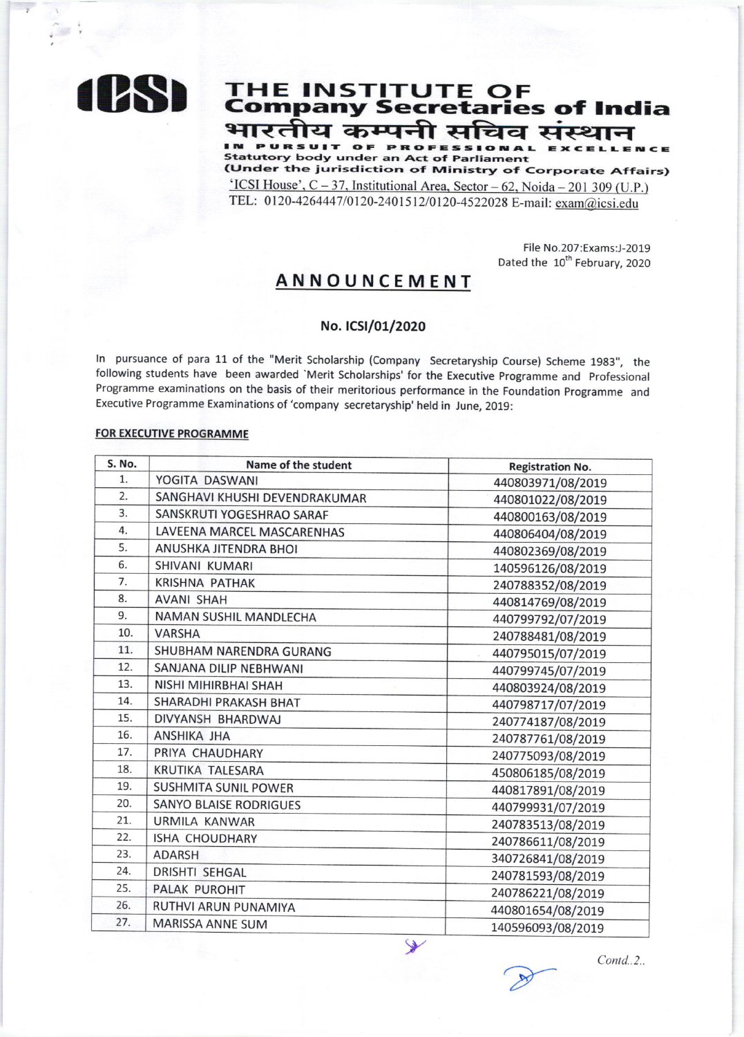# THE INSTITUTE OF Company Secretaries of India

# भारतीय कम्पनी सचिव संस्थान

IN PURSUIT OF PROFESSIONAL EXCELLENCE
Statutory body under an Act of Parliament
(Under the jurisdiction of Ministry of Corporate Affairs)
'ICSI House', C – 37, Institutional Area, Sector – 62, Noida – 201 309 (U.P.)
TEL: 0120-4264447/0120-2401512/0120-4522028 E-mail: exam@icsi.edu

File No.207:Exams:J-2019
Dated the 10th February, 2020

## ANNOUNCEMENT

### No. ICSI/01/2020

In pursuance of para 11 of the "Merit Scholarship (Company Secretaryship Course) Scheme 1983", the following students have been awarded 'Merit Scholarships' for the Executive Programme and Professional Programme examinations on the basis of their meritorious performance in the Foundation Programme and Executive Programme Examinations of 'company secretaryship' held in June, 2019:

**FOR EXECUTIVE PROGRAMME**

| S. No. | Name of the student | Registration No. |
|---|---|---|
| 1. | YOGITA DASWANI | 440803971/08/2019 |
| 2. | SANGHAVI KHUSHI DEVENDRAKUMAR | 440801022/08/2019 |
| 3. | SANSKRUTI YOGESHRAO SARAF | 440800163/08/2019 |
| 4. | LAVEENA MARCEL MASCARENHAS | 440806404/08/2019 |
| 5. | ANUSHKA JITENDRA BHOI | 440802369/08/2019 |
| 6. | SHIVANI KUMARI | 140596126/08/2019 |
| 7. | KRISHNA PATHAK | 240788352/08/2019 |
| 8. | AVANI SHAH | 440814769/08/2019 |
| 9. | NAMAN SUSHIL MANDLECHA | 440799792/07/2019 |
| 10. | VARSHA | 240788481/08/2019 |
| 11. | SHUBHAM NARENDRA GURANG | 440795015/07/2019 |
| 12. | SANJANA DILIP NEBHWANI | 440799745/07/2019 |
| 13. | NISHI MIHIRBHAI SHAH | 440803924/08/2019 |
| 14. | SHARADHI PRAKASH BHAT | 440798717/07/2019 |
| 15. | DIVYANSH BHARDWAJ | 240774187/08/2019 |
| 16. | ANSHIKA JHA | 240787761/08/2019 |
| 17. | PRIYA CHAUDHARY | 240775093/08/2019 |
| 18. | KRUTIKA TALESARA | 450806185/08/2019 |
| 19. | SUSHMITA SUNIL POWER | 440817891/08/2019 |
| 20. | SANYO BLAISE RODRIGUES | 440799931/07/2019 |
| 21. | URMILA KANWAR | 240783513/08/2019 |
| 22. | ISHA CHOUDHARY | 240786611/08/2019 |
| 23. | ADARSH | 340726841/08/2019 |
| 24. | DRISHTI SEHGAL | 240781593/08/2019 |
| 25. | PALAK PUROHIT | 240786221/08/2019 |
| 26. | RUTHVI ARUN PUNAMIYA | 440801654/08/2019 |
| 27. | MARISSA ANNE SUM | 140596093/08/2019 |

Contd..2..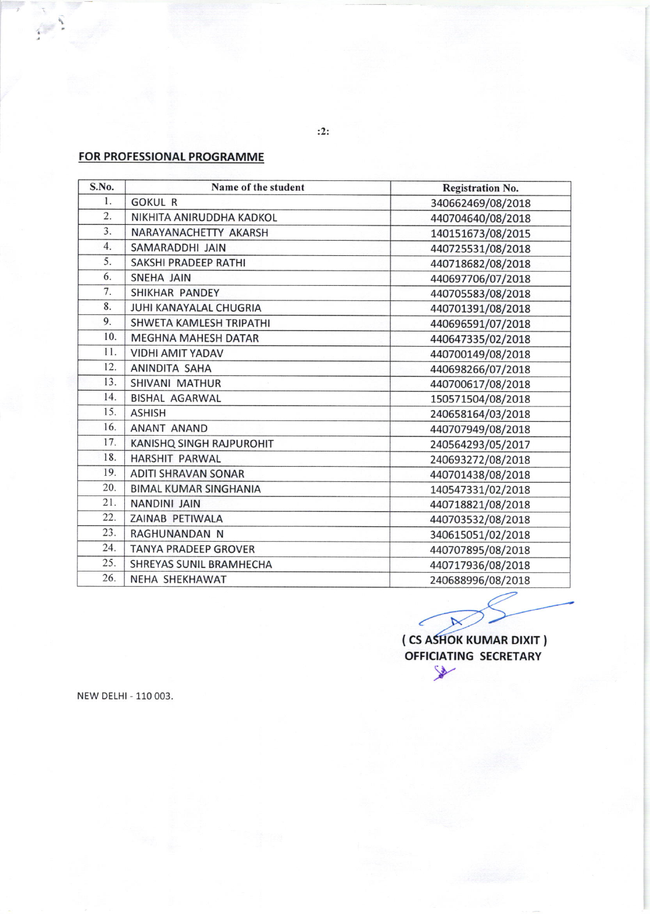## FOR PROFESSIONAL PROGRAMME

| S.No. | Name of the student | Registration No. |
|---|---|---|
| 1. | GOKUL R | 340662469/08/2018 |
| 2. | NIKHITA ANIRUDDHA KADKOL | 440704640/08/2018 |
| 3. | NARAYANACHETTY AKARSH | 140151673/08/2015 |
| 4. | SAMARADDHI JAIN | 440725531/08/2018 |
| 5. | SAKSHI PRADEEP RATHI | 440718682/08/2018 |
| 6. | SNEHA JAIN | 440697706/07/2018 |
| 7. | SHIKHAR PANDEY | 440705583/08/2018 |
| 8. | JUHI KANAYALAL CHUGRIA | 440701391/08/2018 |
| 9. | SHWETA KAMLESH TRIPATHI | 440696591/07/2018 |
| 10. | MEGHNA MAHESH DATAR | 440647335/02/2018 |
| 11. | VIDHI AMIT YADAV | 440700149/08/2018 |
| 12. | ANINDITA SAHA | 440698266/07/2018 |
| 13. | SHIVANI MATHUR | 440700617/08/2018 |
| 14. | BISHAL AGARWAL | 150571504/08/2018 |
| 15. | ASHISH | 240658164/03/2018 |
| 16. | ANANT ANAND | 440707949/08/2018 |
| 17. | KANISHQ SINGH RAJPUROHIT | 240564293/05/2017 |
| 18. | HARSHIT PARWAL | 240693272/08/2018 |
| 19. | ADITI SHRAVAN SONAR | 440701438/08/2018 |
| 20. | BIMAL KUMAR SINGHANIA | 140547331/02/2018 |
| 21. | NANDINI JAIN | 440718821/08/2018 |
| 22. | ZAINAB PETIWALA | 440703532/08/2018 |
| 23. | RAGHUNANDAN N | 340615051/02/2018 |
| 24. | TANYA PRADEEP GROVER | 440707895/08/2018 |
| 25. | SHREYAS SUNIL BRAMHECHA | 440717936/08/2018 |
| 26. | NEHA SHEKHAWAT | 240688996/08/2018 |

**( CS ASHOK KUMAR DIXIT )**
**OFFICIATING SECRETARY**

NEW DELHI - 110 003.